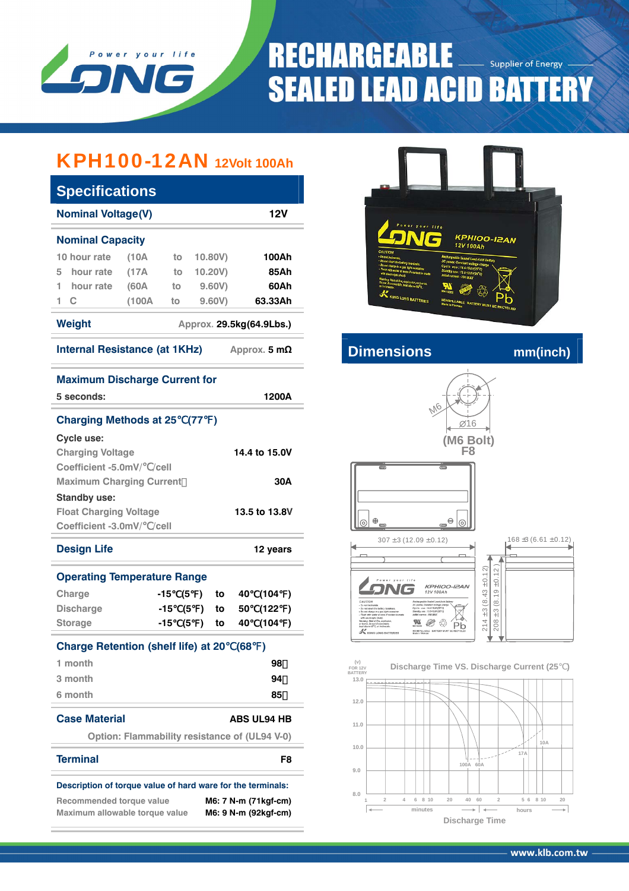Power your life

LONG

# RECHARGEABLE SEALED LEAD ACID BATTERY

Supplier of Energy

## KPH100-12AN 12Volt 100Ah

## Specifications

| Nominal Voltage(V) | 12V |
|---|---|

**Nominal Capacity**

| | | | | |
|---|---|---|---|---|
| 10 hour rate | (10A | to | 10.80V) | 100Ah |
| 5 hour rate | (17A | to | 10.20V) | 85Ah |
| 1 hour rate | (60A | to | 9.60V) | 60Ah |
| 1 C | (100A | to | 9.60V) | 63.33Ah |

**Weight** — Approx. 29.5kg(64.9Lbs.)

**Internal Resistance (at 1KHz)** — Approx. 5 mΩ

**Maximum Discharge Current for 5 seconds:** 1200A

**Charging Methods at 25℃(77℉)**

Cycle use:

| | |
|---|---|
| Charging Voltage | 14.4 to 15.0V |
| Coefficient -5.0mV/℃/cell | |
| Maximum Charging Current | 30A |

Standby use:

| | |
|---|---|
| Float Charging Voltage | 13.5 to 13.8V |
| Coefficient -3.0mV/℃/cell | |

**Design Life** — 12 years

**Operating Temperature Range**

| | | | |
|---|---|---|---|
| Charge | -15℃(5℉) | to | 40℃(104℉) |
| Discharge | -15℃(5℉) | to | 50℃(122℉) |
| Storage | -15℃(5℉) | to | 40℃(104℉) |

**Charge Retention (shelf life) at 20℃(68℉)**

| | |
|---|---|
| 1 month | 98% |
| 3 month | 94% |
| 6 month | 85% |

**Case Material** — ABS UL94 HB

Option: Flammability resistance of (UL94 V-0)

**Terminal** — F8

**Description of torque value of hard ware for the terminals:**

| | |
|---|---|
| Recommended torque value | M6: 7 N-m (71kgf-cm) |
| Maximum allowable torque value | M6: 9 N-m (92kgf-cm) |

## Dimensions mm(inch)

M6, Ø16

(M6 Bolt) F8

307 ±3 (12.09 ±0.12)

168 ±3 (6.61 ±0.12)

214 ±3 (8.43 ±0.12)

208 ±3 (8.19 ±0.12)

**Discharge Time VS. Discharge Current (25℃)**

(V) FOR 12V BATTERY

Discharge Time (minutes / hours)

www.klb.com.tw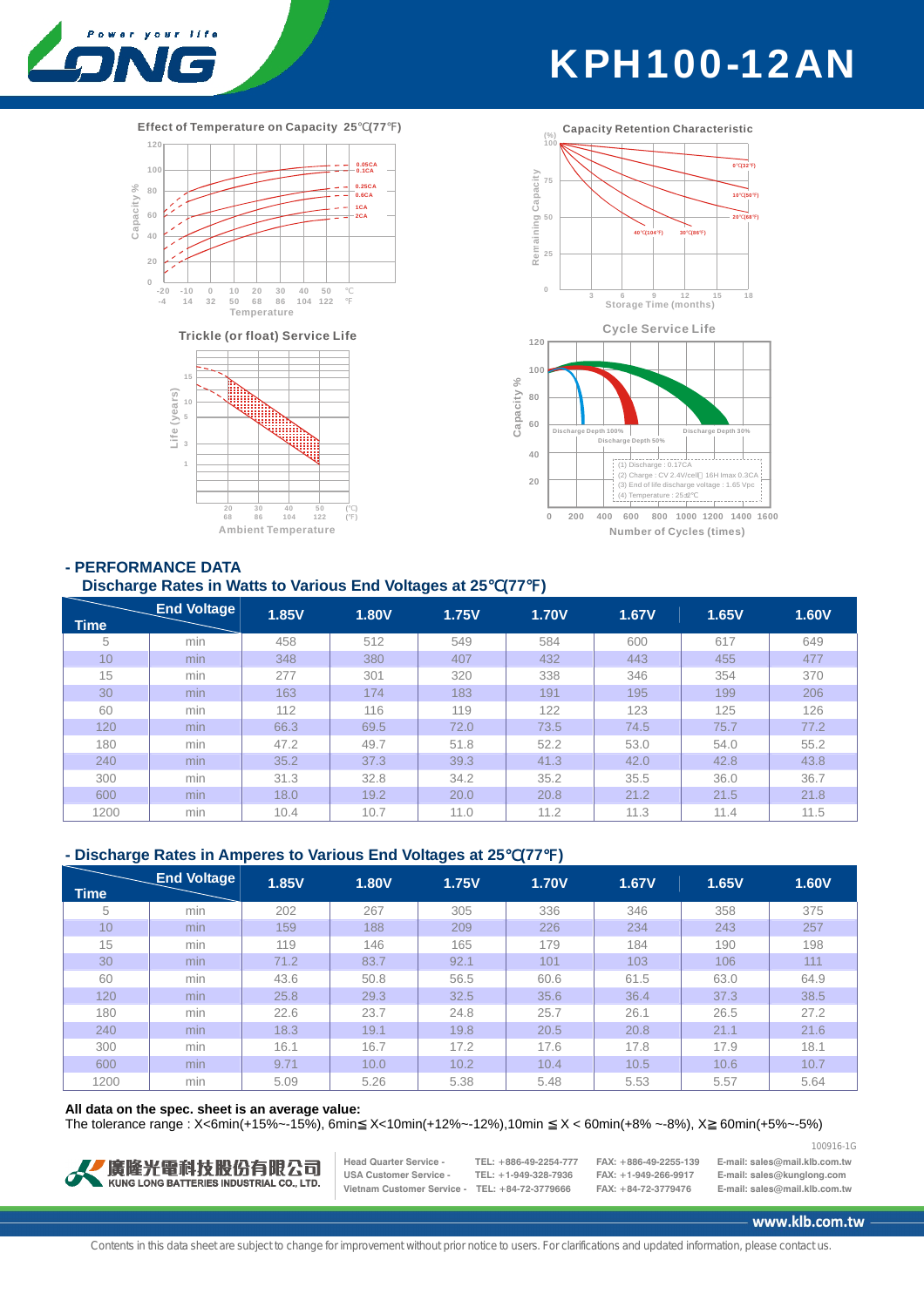# KPH100-12AN

Effect of Temperature on Capacity 25℃(77℉)

120
100
80
60
40
20
0
Capacity %
0.05CA
0.1CA
0.25CA
0.6CA
1CA
2CA
-20 -10 0 10 20 30 40 50 ℃
-4 14 32 50 68 86 104 122 ℉
Temperature

Capacity Retention Characteristic

(%)
100
75
50
25
0
Remaining Capacity
0℃(32℉)
10℃(50℉)
20℃(68℉)
40℃(104℉)
30℃(86℉)
3 6 9 12 15 18
Storage Time (months)

Trickle (or float) Service Life

15
10
5
3
1
Life (years)
20 30 40 50 (℃)
68 86 104 122 (℉)
Ambient Temperature

Cycle Service Life

120
100
80
60
40
20
Capacity %
Discharge Depth 100%
Discharge Depth 50%
Discharge Depth 30%
(1) Discharge : 0.17CA
(2) Charge : CV 2.4V/cell(| 16H Imax 0.3CA
(3) End of life discharge voltage : 1.65 Vpc
(4) Temperature : 25±2℃
0 200 400 600 800 1000 1200 1400 1600
Number of Cycles (times)

## - PERFORMANCE DATA

### Discharge Rates in Watts to Various End Voltages at 25℃(77℉)

| Time | | 1.85V | 1.80V | 1.75V | 1.70V | 1.67V | 1.65V | 1.60V |
|---|---|---|---|---|---|---|---|---|
| 5 | min | 458 | 512 | 549 | 584 | 600 | 617 | 649 |
| 10 | min | 348 | 380 | 407 | 432 | 443 | 455 | 477 |
| 15 | min | 277 | 301 | 320 | 338 | 346 | 354 | 370 |
| 30 | min | 163 | 174 | 183 | 191 | 195 | 199 | 206 |
| 60 | min | 112 | 116 | 119 | 122 | 123 | 125 | 126 |
| 120 | min | 66.3 | 69.5 | 72.0 | 73.5 | 74.5 | 75.7 | 77.2 |
| 180 | min | 47.2 | 49.7 | 51.8 | 52.2 | 53.0 | 54.0 | 55.2 |
| 240 | min | 35.2 | 37.3 | 39.3 | 41.3 | 42.0 | 42.8 | 43.8 |
| 300 | min | 31.3 | 32.8 | 34.2 | 35.2 | 35.5 | 36.0 | 36.7 |
| 600 | min | 18.0 | 19.2 | 20.0 | 20.8 | 21.2 | 21.5 | 21.8 |
| 1200 | min | 10.4 | 10.7 | 11.0 | 11.2 | 11.3 | 11.4 | 11.5 |

### - Discharge Rates in Amperes to Various End Voltages at 25℃(77℉)

| Time | | 1.85V | 1.80V | 1.75V | 1.70V | 1.67V | 1.65V | 1.60V |
|---|---|---|---|---|---|---|---|---|
| 5 | min | 202 | 267 | 305 | 336 | 346 | 358 | 375 |
| 10 | min | 159 | 188 | 209 | 226 | 234 | 243 | 257 |
| 15 | min | 119 | 146 | 165 | 179 | 184 | 190 | 198 |
| 30 | min | 71.2 | 83.7 | 92.1 | 101 | 103 | 106 | 111 |
| 60 | min | 43.6 | 50.8 | 56.5 | 60.6 | 61.5 | 63.0 | 64.9 |
| 120 | min | 25.8 | 29.3 | 32.5 | 35.6 | 36.4 | 37.3 | 38.5 |
| 180 | min | 22.6 | 23.7 | 24.8 | 25.7 | 26.1 | 26.5 | 27.2 |
| 240 | min | 18.3 | 19.1 | 19.8 | 20.5 | 20.8 | 21.1 | 21.6 |
| 300 | min | 16.1 | 16.7 | 17.2 | 17.6 | 17.8 | 17.9 | 18.1 |
| 600 | min | 9.71 | 10.0 | 10.2 | 10.4 | 10.5 | 10.6 | 10.7 |
| 1200 | min | 5.09 | 5.26 | 5.38 | 5.48 | 5.53 | 5.57 | 5.64 |

**All data on the spec. sheet is an average value:**

The tolerance range : X<6min(+15%~-15%), 6min≦X<10min(+12%~-12%),10min ≦ X < 60min(+8% ~-8%), X≧60min(+5%~-5%)

100916-1G

廣隆光電科技股份有限公司
KUNG LONG BATTERIES INDUSTRIAL CO., LTD.

Head Quarter Service - TEL: +886-49-2254-777 FAX: +886-49-2255-139 E-mail: sales@mail.klb.com.tw
USA Customer Service - TEL: +1-949-328-7936 FAX: +1-949-266-9917 E-mail: sales@kunglong.com
Vietnam Customer Service - TEL: +84-72-3779666 FAX: +84-72-3779476 E-mail: sales@mail.klb.com.tw

www.klb.com.tw

Contents in this data sheet are subject to change for improvement without prior notice to users. For clarifications and updated information, please contact us.